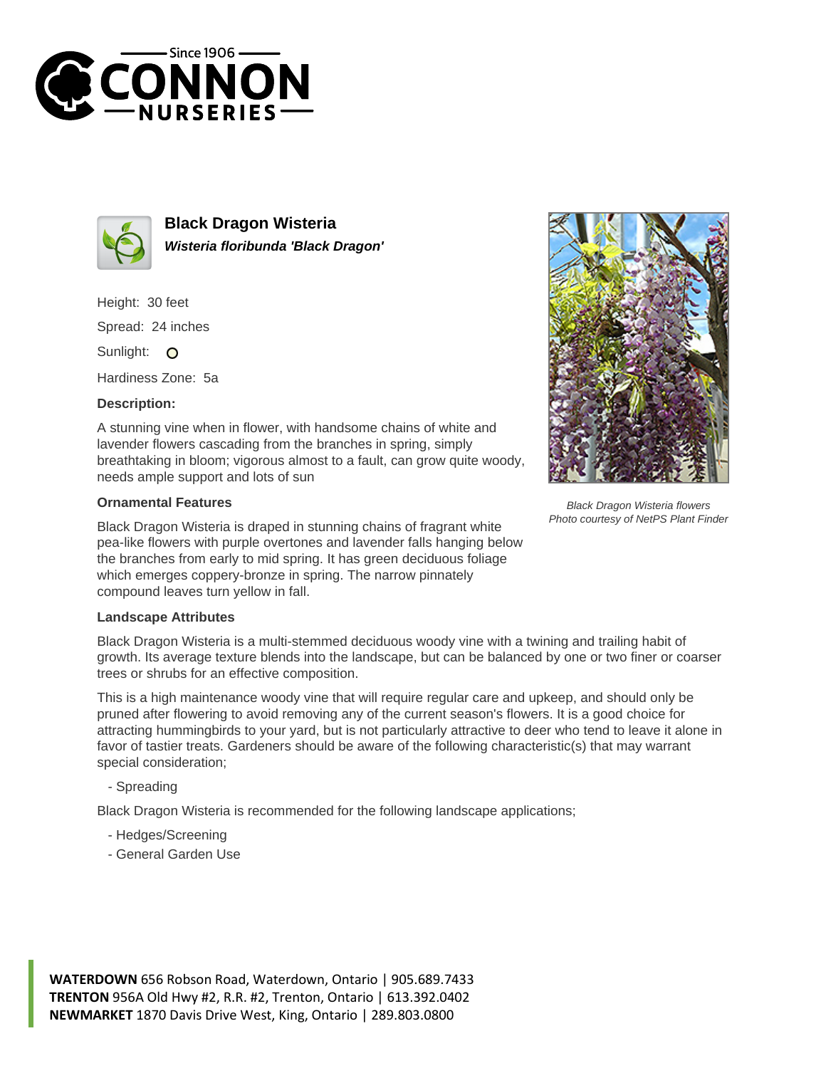Since 1906
# CONNON NURSERIES

## Black Dragon Wisteria

***Wisteria floribunda 'Black Dragon'***

Height: 30 feet

Spread: 24 inches

Sunlight:

Hardiness Zone: 5a

### Description:

A stunning vine when in flower, with handsome chains of white and lavender flowers cascading from the branches in spring, simply breathtaking in bloom; vigorous almost to a fault, can grow quite woody, needs ample support and lots of sun

*Black Dragon Wisteria flowers*
*Photo courtesy of NetPS Plant Finder*

### Ornamental Features

Black Dragon Wisteria is draped in stunning chains of fragrant white pea-like flowers with purple overtones and lavender falls hanging below the branches from early to mid spring. It has green deciduous foliage which emerges coppery-bronze in spring. The narrow pinnately compound leaves turn yellow in fall.

### Landscape Attributes

Black Dragon Wisteria is a multi-stemmed deciduous woody vine with a twining and trailing habit of growth. Its average texture blends into the landscape, but can be balanced by one or two finer or coarser trees or shrubs for an effective composition.

This is a high maintenance woody vine that will require regular care and upkeep, and should only be pruned after flowering to avoid removing any of the current season's flowers. It is a good choice for attracting hummingbirds to your yard, but is not particularly attractive to deer who tend to leave it alone in favor of tastier treats. Gardeners should be aware of the following characteristic(s) that may warrant special consideration;

- Spreading

Black Dragon Wisteria is recommended for the following landscape applications;

- Hedges/Screening
- General Garden Use

**WATERDOWN** 656 Robson Road, Waterdown, Ontario | 905.689.7433
**TRENTON** 956A Old Hwy #2, R.R. #2, Trenton, Ontario | 613.392.0402
**NEWMARKET** 1870 Davis Drive West, King, Ontario | 289.803.0800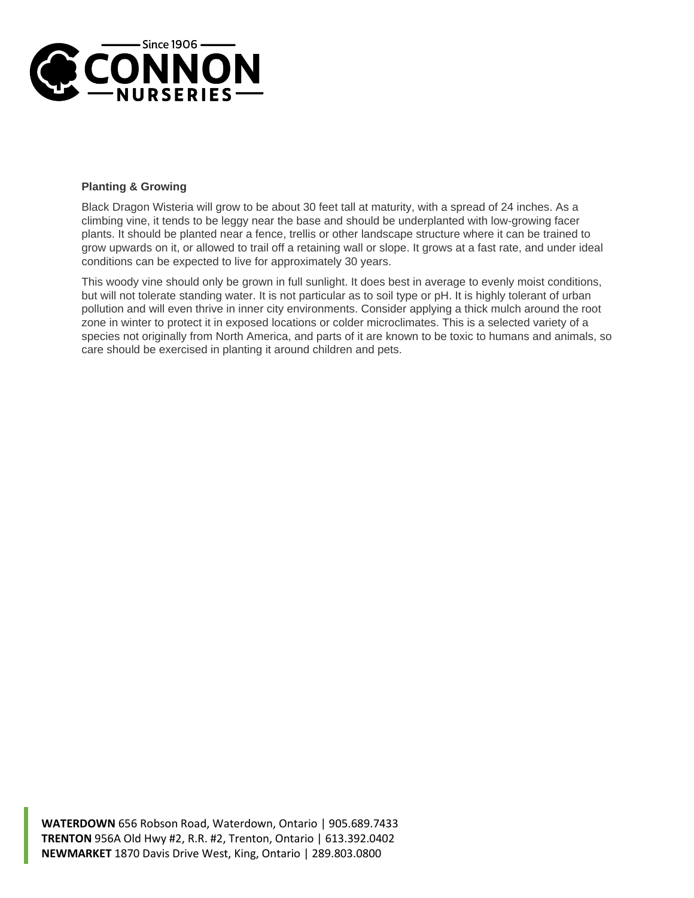## Planting & Growing

Black Dragon Wisteria will grow to be about 30 feet tall at maturity, with a spread of 24 inches. As a climbing vine, it tends to be leggy near the base and should be underplanted with low-growing facer plants. It should be planted near a fence, trellis or other landscape structure where it can be trained to grow upwards on it, or allowed to trail off a retaining wall or slope. It grows at a fast rate, and under ideal conditions can be expected to live for approximately 30 years.

This woody vine should only be grown in full sunlight. It does best in average to evenly moist conditions, but will not tolerate standing water. It is not particular as to soil type or pH. It is highly tolerant of urban pollution and will even thrive in inner city environments. Consider applying a thick mulch around the root zone in winter to protect it in exposed locations or colder microclimates. This is a selected variety of a species not originally from North America, and parts of it are known to be toxic to humans and animals, so care should be exercised in planting it around children and pets.